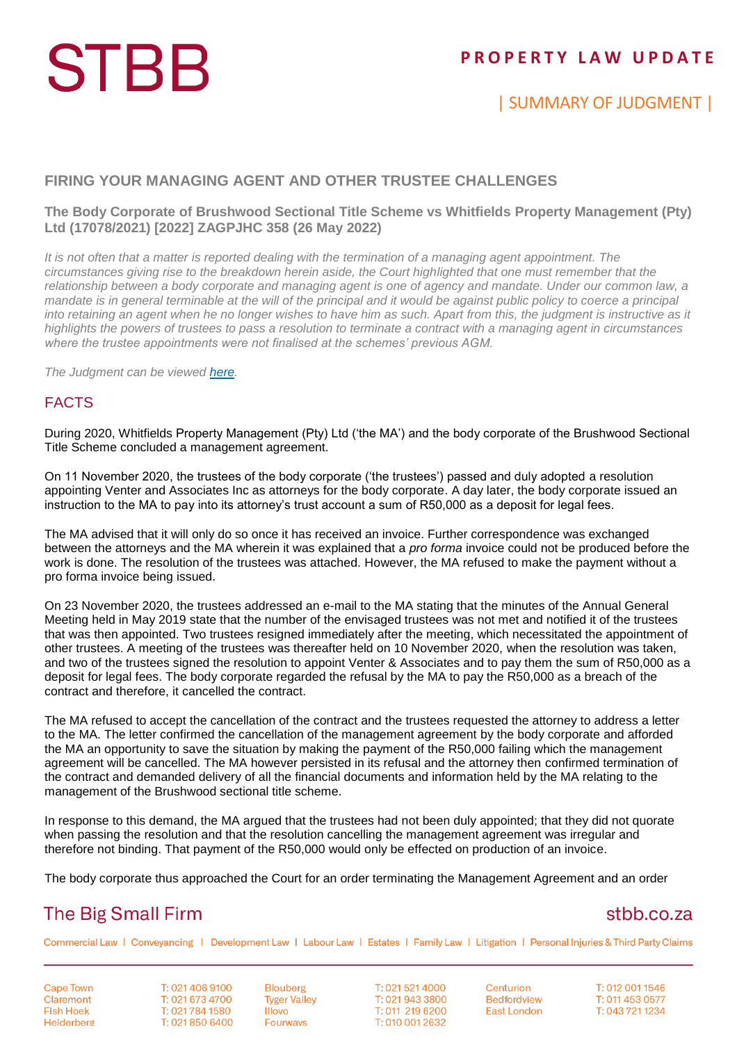# FIRING YOUR MANAGING AGENT AND OTHER TRUSTEE CHALLENGES

## The Body Corporate of Brushwood Sectional Title Scheme vs Whitfields Property Management (Pty) Ltd (17078/2021) [2022] ZAGPJHC 358 (26 May 2022)

*It is not often that a matter is reported dealing with the termination of a managing agent appointment. The circumstances giving rise to the breakdown herein aside, the Court highlighted that one must remember that the relationship between a body corporate and managing agent is one of agency and mandate. Under our common law, a mandate is in general terminable at the will of the principal and it would be against public policy to coerce a principal into retaining an agent when he no longer wishes to have him as such. Apart from this, the judgment is instructive as it highlights the powers of trustees to pass a resolution to terminate a contract with a managing agent in circumstances where the trustee appointments were not finalised at the schemes' previous AGM.*

*The Judgment can be viewed here.*

## FACTS

During 2020, Whitfields Property Management (Pty) Ltd ('the MA') and the body corporate of the Brushwood Sectional Title Scheme concluded a management agreement.

On 11 November 2020, the trustees of the body corporate ('the trustees') passed and duly adopted a resolution appointing Venter and Associates Inc as attorneys for the body corporate. A day later, the body corporate issued an instruction to the MA to pay into its attorney's trust account a sum of R50,000 as a deposit for legal fees.

The MA advised that it will only do so once it has received an invoice. Further correspondence was exchanged between the attorneys and the MA wherein it was explained that a *pro forma* invoice could not be produced before the work is done. The resolution of the trustees was attached. However, the MA refused to make the payment without a pro forma invoice being issued.

On 23 November 2020, the trustees addressed an e-mail to the MA stating that the minutes of the Annual General Meeting held in May 2019 state that the number of the envisaged trustees was not met and notified it of the trustees that was then appointed. Two trustees resigned immediately after the meeting, which necessitated the appointment of other trustees. A meeting of the trustees was thereafter held on 10 November 2020, when the resolution was taken, and two of the trustees signed the resolution to appoint Venter & Associates and to pay them the sum of R50,000 as a deposit for legal fees. The body corporate regarded the refusal by the MA to pay the R50,000 as a breach of the contract and therefore, it cancelled the contract.

The MA refused to accept the cancellation of the contract and the trustees requested the attorney to address a letter to the MA. The letter confirmed the cancellation of the management agreement by the body corporate and afforded the MA an opportunity to save the situation by making the payment of the R50,000 failing which the management agreement will be cancelled. The MA however persisted in its refusal and the attorney then confirmed termination of the contract and demanded delivery of all the financial documents and information held by the MA relating to the management of the Brushwood sectional title scheme.

In response to this demand, the MA argued that the trustees had not been duly appointed; that they did not quorate when passing the resolution and that the resolution cancelling the management agreement was irregular and therefore not binding. That payment of the R50,000 would only be effected on production of an invoice.

The body corporate thus approached the Court for an order terminating the Management Agreement and an order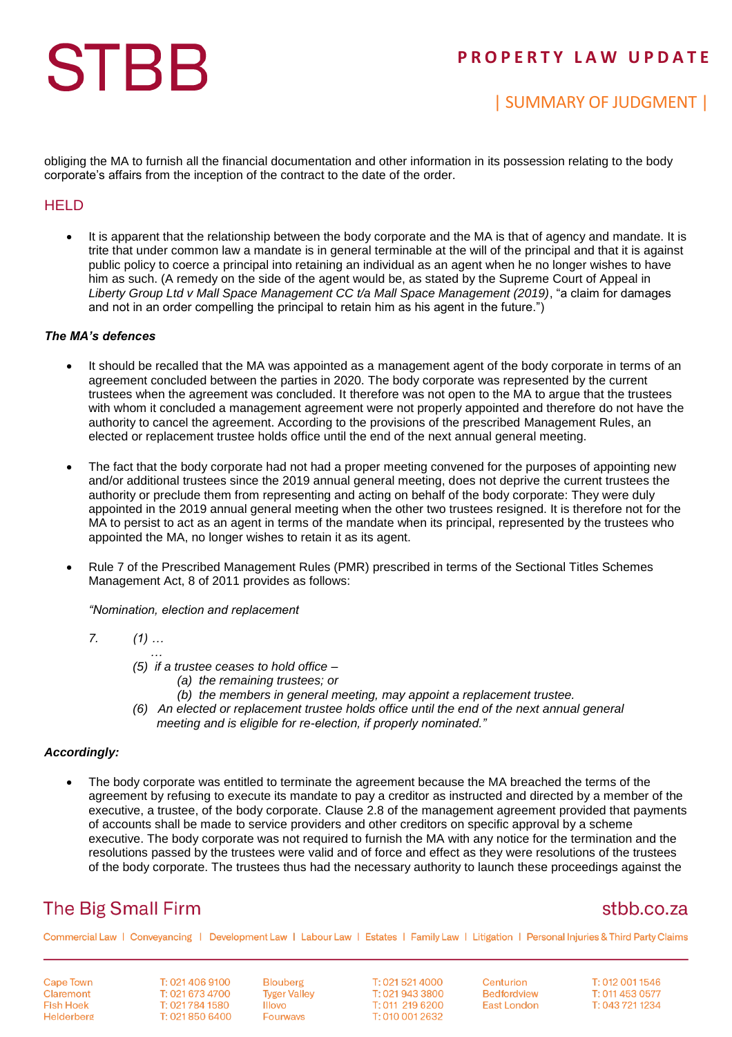obliging the MA to furnish all the financial documentation and other information in its possession relating to the body corporate's affairs from the inception of the contract to the date of the order.

## HELD

- It is apparent that the relationship between the body corporate and the MA is that of agency and mandate. It is trite that under common law a mandate is in general terminable at the will of the principal and that it is against public policy to coerce a principal into retaining an individual as an agent when he no longer wishes to have him as such. (A remedy on the side of the agent would be, as stated by the Supreme Court of Appeal in *Liberty Group Ltd v Mall Space Management CC t/a Mall Space Management (2019)*, "a claim for damages and not in an order compelling the principal to retain him as his agent in the future.")

***The MA's defences***

- It should be recalled that the MA was appointed as a management agent of the body corporate in terms of an agreement concluded between the parties in 2020. The body corporate was represented by the current trustees when the agreement was concluded. It therefore was not open to the MA to argue that the trustees with whom it concluded a management agreement were not properly appointed and therefore do not have the authority to cancel the agreement. According to the provisions of the prescribed Management Rules, an elected or replacement trustee holds office until the end of the next annual general meeting.

- The fact that the body corporate had not had a proper meeting convened for the purposes of appointing new and/or additional trustees since the 2019 annual general meeting, does not deprive the current trustees the authority or preclude them from representing and acting on behalf of the body corporate: They were duly appointed in the 2019 annual general meeting when the other two trustees resigned. It is therefore not for the MA to persist to act as an agent in terms of the mandate when its principal, represented by the trustees who appointed the MA, no longer wishes to retain it as its agent.

- Rule 7 of the Prescribed Management Rules (PMR) prescribed in terms of the Sectional Titles Schemes Management Act, 8 of 2011 provides as follows:

  *"Nomination, election and replacement*

  *7. (1) …*

  *…*

  *(5) if a trustee ceases to hold office –*
  *(a) the remaining trustees; or*
  *(b) the members in general meeting, may appoint a replacement trustee.*

  *(6) An elected or replacement trustee holds office until the end of the next annual general meeting and is eligible for re-election, if properly nominated."*

***Accordingly:***

- The body corporate was entitled to terminate the agreement because the MA breached the terms of the agreement by refusing to execute its mandate to pay a creditor as instructed and directed by a member of the executive, a trustee, of the body corporate. Clause 2.8 of the management agreement provided that payments of accounts shall be made to service providers and other creditors on specific approval by a scheme executive. The body corporate was not required to furnish the MA with any notice for the termination and the resolutions passed by the trustees were valid and of force and effect as they were resolutions of the trustees of the body corporate. The trustees thus had the necessary authority to launch these proceedings against the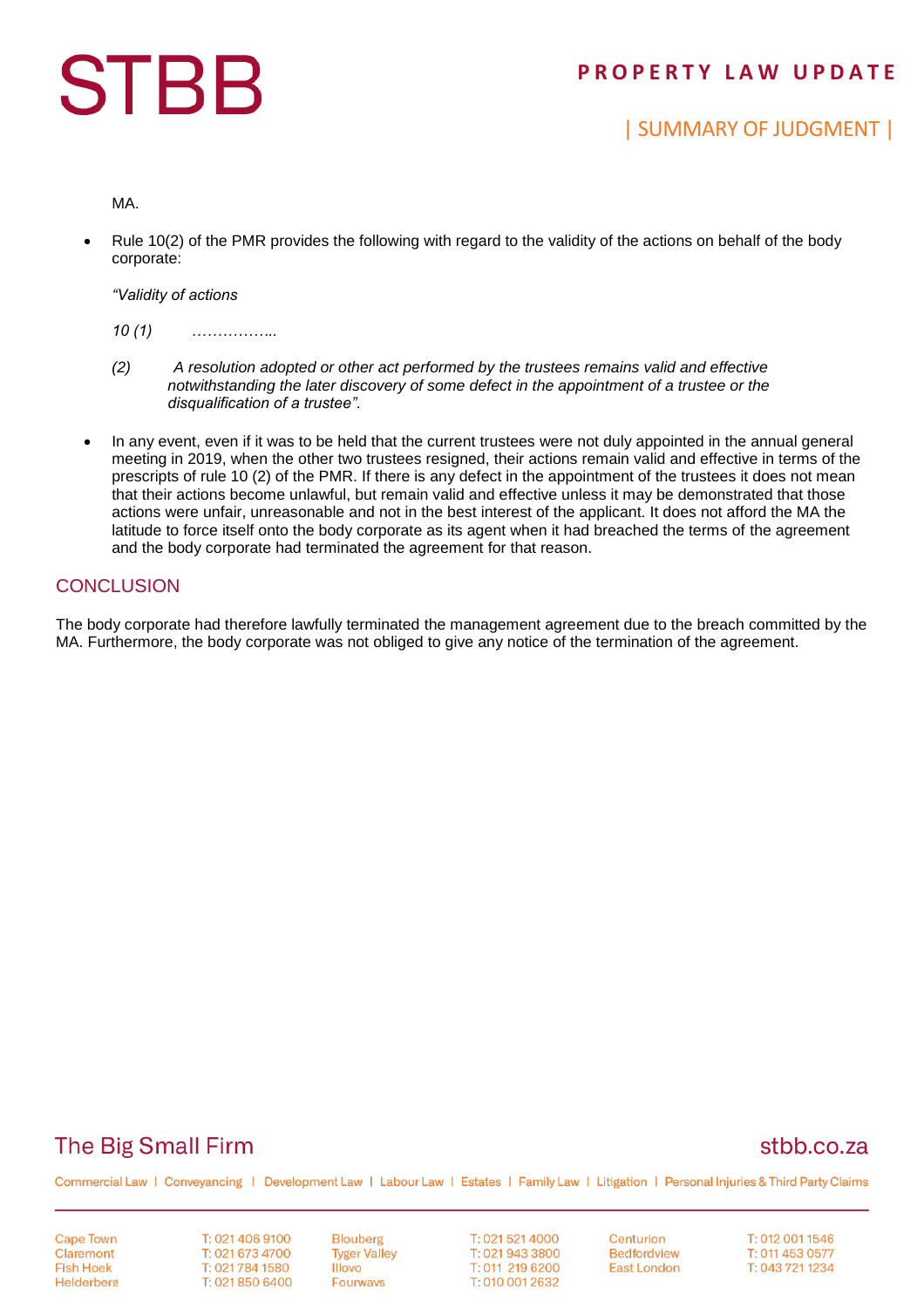MA.

- Rule 10(2) of the PMR provides the following with regard to the validity of the actions on behalf of the body corporate:

  *"Validity of actions*

  *10 (1) ……………..*

  *(2) A resolution adopted or other act performed by the trustees remains valid and effective notwithstanding the later discovery of some defect in the appointment of a trustee or the disqualification of a trustee".*

- In any event, even if it was to be held that the current trustees were not duly appointed in the annual general meeting in 2019, when the other two trustees resigned, their actions remain valid and effective in terms of the prescripts of rule 10 (2) of the PMR. If there is any defect in the appointment of the trustees it does not mean that their actions become unlawful, but remain valid and effective unless it may be demonstrated that those actions were unfair, unreasonable and not in the best interest of the applicant. It does not afford the MA the latitude to force itself onto the body corporate as its agent when it had breached the terms of the agreement and the body corporate had terminated the agreement for that reason.

## CONCLUSION

The body corporate had therefore lawfully terminated the management agreement due to the breach committed by the MA. Furthermore, the body corporate was not obliged to give any notice of the termination of the agreement.